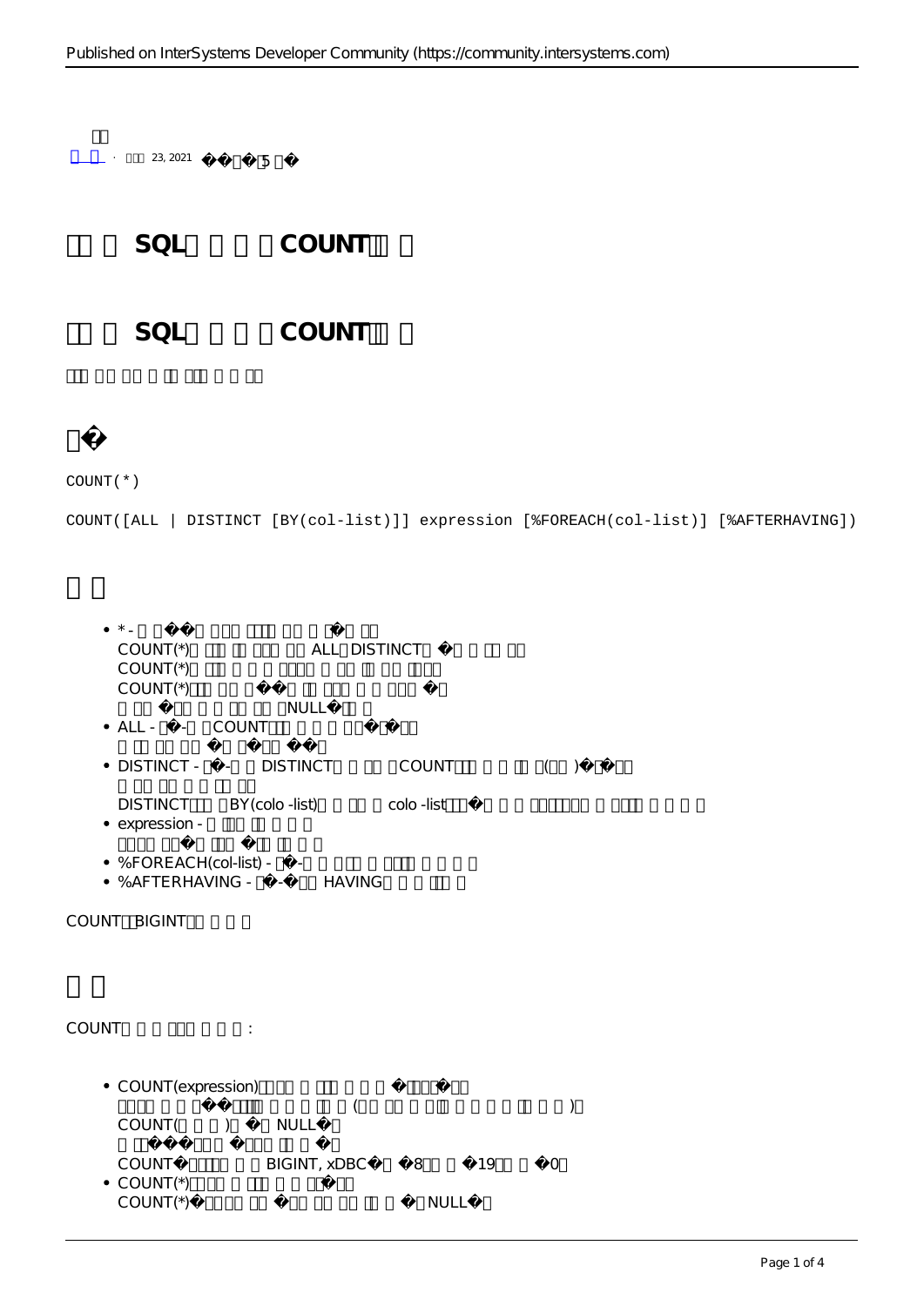23, 2021 5

# SQL COUNT

# SQL COUNT

## 

```
COUNT(*)

COUNT([ALL | DISTINCT [BY(col-list)]] expression [%FOREACH(col-list)] [%AFTERHAVING])
```

## 

- * -
  COUNT(*) ALL DISTINCT
  COUNT(*)
  COUNT(*)
  NULL
- ALL - - COUNT
- DISTINCT - - DISTINCT COUNT ( )
  DISTINCT BY(colo -list) colo -list
- expression -
- %FOREACH(col-list) - -
- %AFTERHAVING - - HAVING

COUNT BIGINT

## 

COUNT :

- COUNT(expression)
  ( )
  COUNT( ) NULL
  COUNT BIGINT, xDBC 8 19 0
- COUNT(*)
  COUNT(*) NULL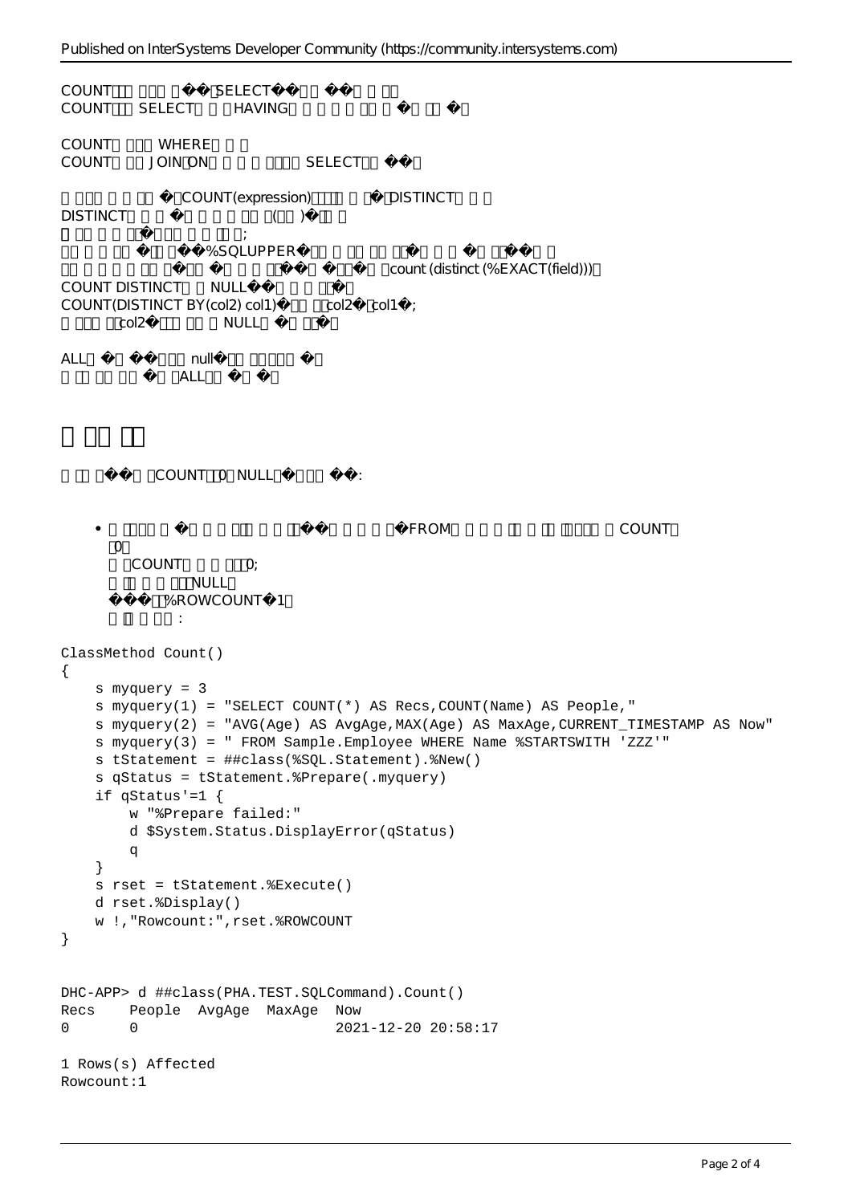COUNT□□ □□□ □��□SELECT��□□ ��□□ □□□
COUNT□□ SELECT□□ □HAVING□□ □ □ □ □□ □ �□ □□ �□

COUNT□ □□□ WHERE□ □ □
COUNT□ □□ JOIN□ON□ □ □ □ □□□□ SELECT□□ ��□

□ □□□ □ □ □□ �□COUNT(expression)□□□□ □ □ �□DISTINCT□ □ □
DISTINCT□ □ □ �□ □ □ □ □ □□ □(□□ )�□ □ □
□ □□ □ □ □□ �□□□ □ □ □□ □;
□ □ □ □ □□ �□□ □ ��%SQLUPPER�□ □ □ □□ □□ □□ �□ □ □ □ �□ □□�□ □
□□ □ □ □□ □□ □�□ □ �□ □ □ □□ ��□ □□ ��□ □count (distinct (%EXACT(field)))□
COUNT DISTINCT□ □ NULL��□ □ □ □ □ □ □�□
COUNT(DISTINCT BY(col2) col1)�□ □□ □col2�□col1�;
□ □□□ □col2�□ □□ □□□ □ NULL□ �□ □ □�□

ALL□ �□ ��□ □ □□ null�□ □ □□ □□□ □ □ □ �□
□ □□ □□ □□ □ �□ □ALL□□ �□ □ �□

# □ □□ □□

□ □□ □�□ □COUNT□□0□NULL□�□ □ □ □ ��:

- □ □□□□ □ �□ □ □ □ □□□ □ □ □□ □��□ □ □ □ □ □ □�FROM□ □ □ □ □□ □ □□ □□□□□ □ COUNT□ □0□
  □ □COUNT□ □ □ □□0;
  □ □ □□ □ □ □□NULL□
  ��□ □%ROWCOUNT�1□
  □ □ □ □ □ :

```
ClassMethod Count()
{
    s myquery = 3
    s myquery(1) = "SELECT COUNT(*) AS Recs,COUNT(Name) AS People,"
    s myquery(2) = "AVG(Age) AS AvgAge,MAX(Age) AS MaxAge,CURRENT_TIMESTAMP AS Now"
    s myquery(3) = " FROM Sample.Employee WHERE Name %STARTSWITH 'ZZZ'"
    s tStatement = ##class(%SQL.Statement).%New()
    s qStatus = tStatement.%Prepare(.myquery)
    if qStatus'=1 {
        w "%Prepare failed:"
        d $System.Status.DisplayError(qStatus)
        q
    }
    s rset = tStatement.%Execute()
    d rset.%Display()
    w !,"Rowcount:",rset.%ROWCOUNT
}
```

```
DHC-APP> d ##class(PHA.TEST.SQLCommand).Count()
Recs    People  AvgAge  MaxAge  Now
0       0                       2021-12-20 20:58:17

1 Rows(s) Affected
Rowcount:1
```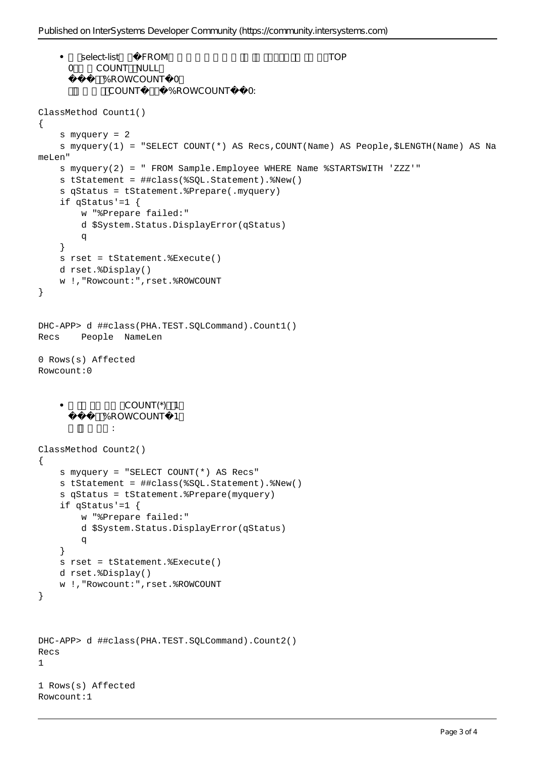- 　select-list　　�FROM　　　　　　　　　　　　　　　　　　　　TOP 0　　　COUNT　NULL　
  ���　%ROWCOUNT�0　
  　　　　　COUNT�　　�%ROWCOUNT��0:

```
ClassMethod Count1()
{
    s myquery = 2
    s myquery(1) = "SELECT COUNT(*) AS Recs,COUNT(Name) AS People,$LENGTH(Name) AS NameLen"
    s myquery(2) = " FROM Sample.Employee WHERE Name %STARTSWITH 'ZZZ'"
    s tStatement = ##class(%SQL.Statement).%New()
    s qStatus = tStatement.%Prepare(.myquery)
    if qStatus'=1 {
        w "%Prepare failed:"
        d $System.Status.DisplayError(qStatus)
        q
    }
    s rset = tStatement.%Execute()
    d rset.%Display()
    w !,"Rowcount:",rset.%ROWCOUNT
}
```

```
DHC-APP> d ##class(PHA.TEST.SQLCommand).Count1()
Recs    People  NameLen

0 Rows(s) Affected
Rowcount:0
```

- 　　　　　　　COUNT(*)　1　
  ���　%ROWCOUNT�1　
  　　　　　:

```
ClassMethod Count2()
{
    s myquery = "SELECT COUNT(*) AS Recs"
    s tStatement = ##class(%SQL.Statement).%New()
    s qStatus = tStatement.%Prepare(myquery)
    if qStatus'=1 {
        w "%Prepare failed:"
        d $System.Status.DisplayError(qStatus)
        q
    }
    s rset = tStatement.%Execute()
    d rset.%Display()
    w !,"Rowcount:",rset.%ROWCOUNT
}
```

```
DHC-APP> d ##class(PHA.TEST.SQLCommand).Count2()
Recs
1

1 Rows(s) Affected
Rowcount:1
```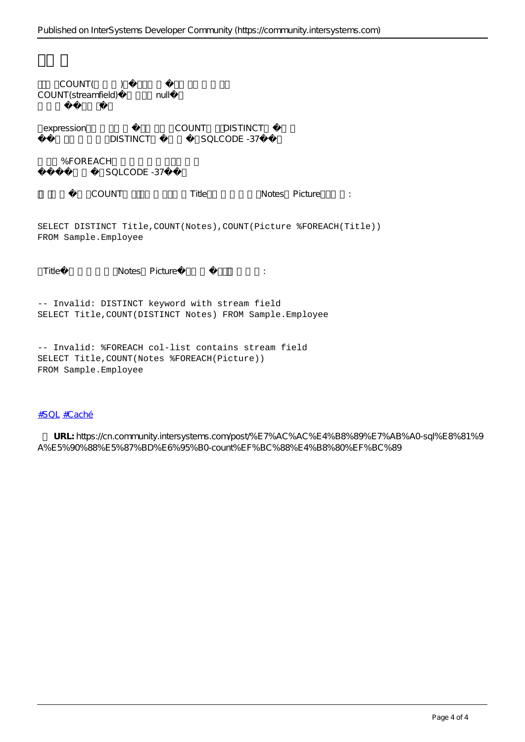COUNT( ) � � 
COUNT(streamfield)� null� 
� � � 

expression � � COUNT DISTINCT � 
� DISTINCT � � SQLCODE -37� � 

%FOREACH 
� � � � SQLCODE -37� � 

� COUNT Title Notes Picture :

```
SELECT DISTINCT Title,COUNT(Notes),COUNT(Picture %FOREACH(Title))
FROM Sample.Employee
```

Title� Notes Picture� � :

```
-- Invalid: DISTINCT keyword with stream field
SELECT Title,COUNT(DISTINCT Notes) FROM Sample.Employee
```

```
-- Invalid: %FOREACH col-list contains stream field
SELECT Title,COUNT(Notes %FOREACH(Picture))
FROM Sample.Employee
```

#SQL #Caché

**URL:** https://cn.community.intersystems.com/post/%E7%AC%AC%E4%B8%89%E7%AB%A0-sql%E8%81%9A%E5%90%88%E5%87%BD%E6%95%B0-count%EF%BC%88%E4%B8%80%EF%BC%89